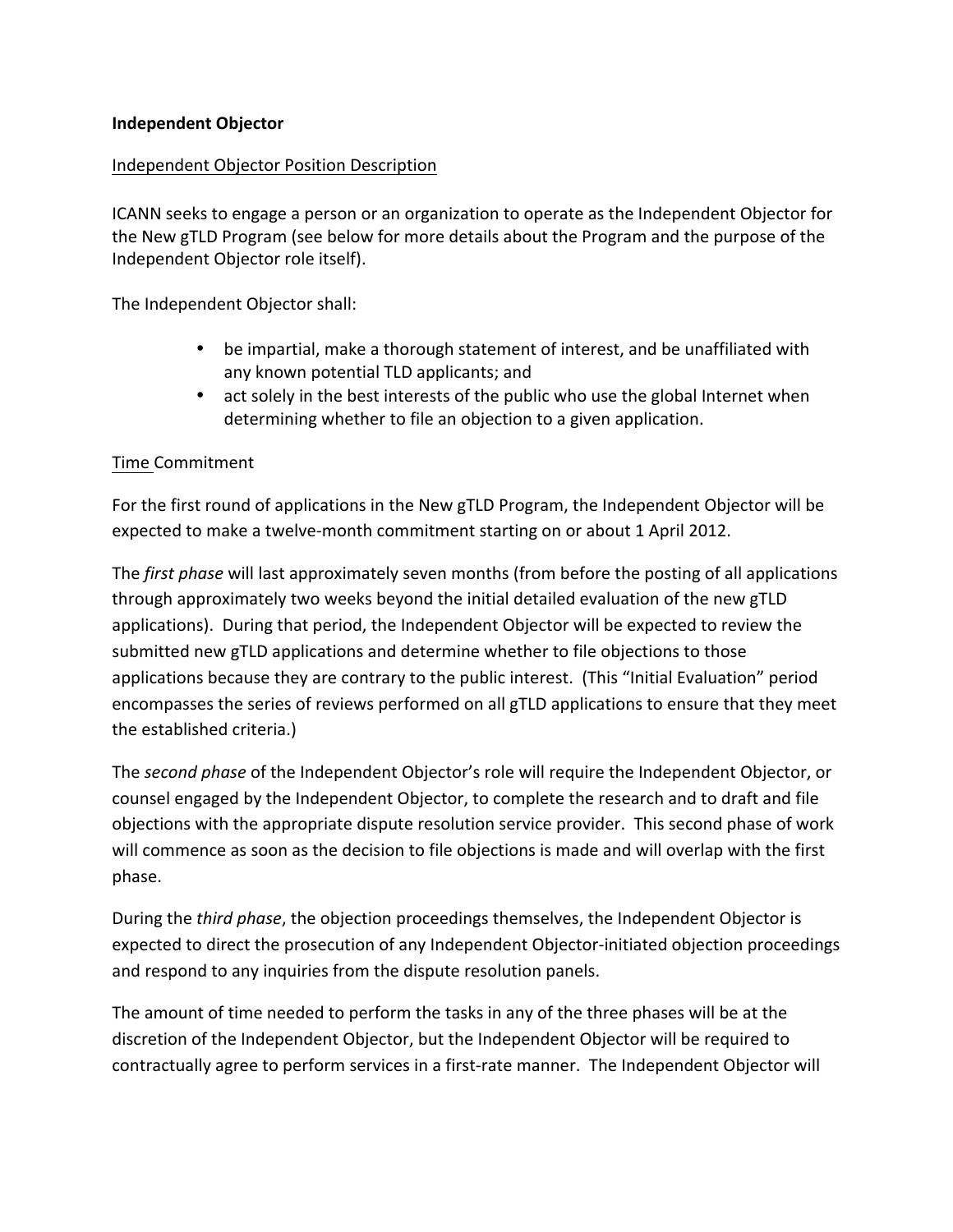**Independent Objector**

Independent Objector Position Description

ICANN seeks to engage a person or an organization to operate as the Independent Objector for the New gTLD Program (see below for more details about the Program and the purpose of the Independent Objector role itself).

The Independent Objector shall:

- be impartial, make a thorough statement of interest, and be unaffiliated with any known potential TLD applicants; and
- act solely in the best interests of the public who use the global Internet when determining whether to file an objection to a given application.

Time Commitment

For the first round of applications in the New gTLD Program, the Independent Objector will be expected to make a twelve-month commitment starting on or about 1 April 2012.

The *first phase* will last approximately seven months (from before the posting of all applications through approximately two weeks beyond the initial detailed evaluation of the new gTLD applications). During that period, the Independent Objector will be expected to review the submitted new gTLD applications and determine whether to file objections to those applications because they are contrary to the public interest. (This "Initial Evaluation" period encompasses the series of reviews performed on all gTLD applications to ensure that they meet the established criteria.)

The *second phase* of the Independent Objector's role will require the Independent Objector, or counsel engaged by the Independent Objector, to complete the research and to draft and file objections with the appropriate dispute resolution service provider. This second phase of work will commence as soon as the decision to file objections is made and will overlap with the first phase.

During the *third phase*, the objection proceedings themselves, the Independent Objector is expected to direct the prosecution of any Independent Objector-initiated objection proceedings and respond to any inquiries from the dispute resolution panels.

The amount of time needed to perform the tasks in any of the three phases will be at the discretion of the Independent Objector, but the Independent Objector will be required to contractually agree to perform services in a first-rate manner. The Independent Objector will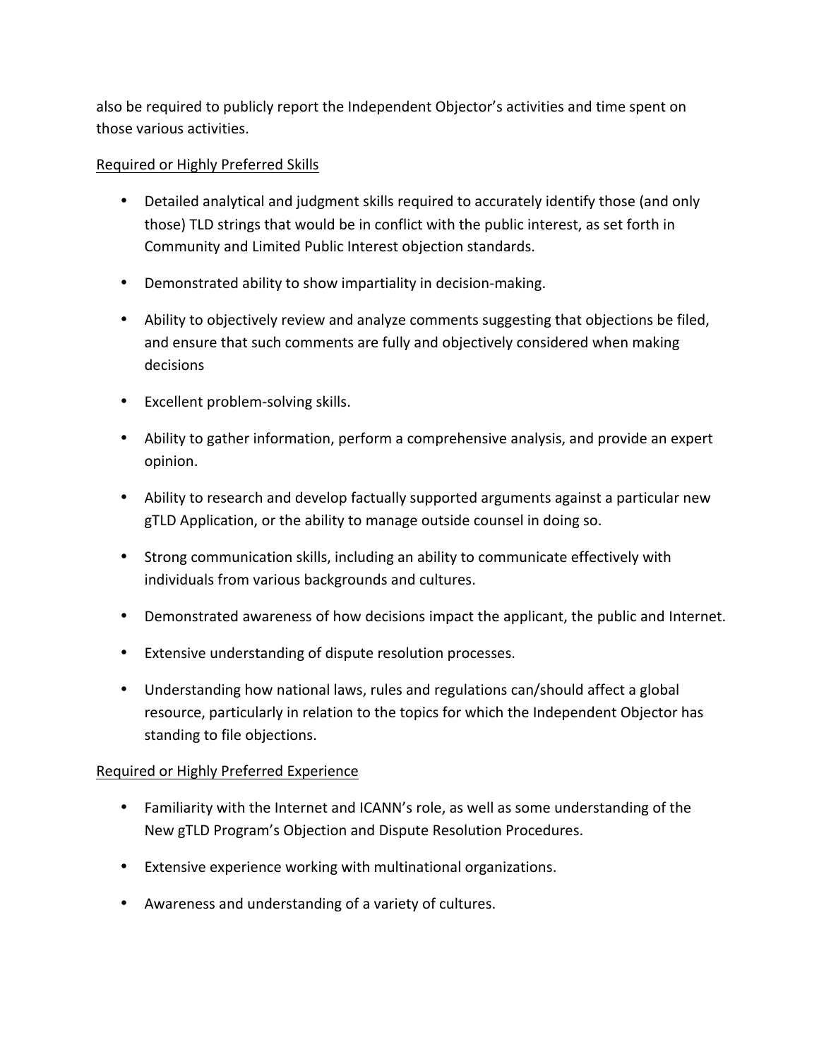also be required to publicly report the Independent Objector's activities and time spent on those various activities.

Required or Highly Preferred Skills

- Detailed analytical and judgment skills required to accurately identify those (and only those) TLD strings that would be in conflict with the public interest, as set forth in Community and Limited Public Interest objection standards.
- Demonstrated ability to show impartiality in decision-making.
- Ability to objectively review and analyze comments suggesting that objections be filed, and ensure that such comments are fully and objectively considered when making decisions
- Excellent problem-solving skills.
- Ability to gather information, perform a comprehensive analysis, and provide an expert opinion.
- Ability to research and develop factually supported arguments against a particular new gTLD Application, or the ability to manage outside counsel in doing so.
- Strong communication skills, including an ability to communicate effectively with individuals from various backgrounds and cultures.
- Demonstrated awareness of how decisions impact the applicant, the public and Internet.
- Extensive understanding of dispute resolution processes.
- Understanding how national laws, rules and regulations can/should affect a global resource, particularly in relation to the topics for which the Independent Objector has standing to file objections.

Required or Highly Preferred Experience

- Familiarity with the Internet and ICANN's role, as well as some understanding of the New gTLD Program's Objection and Dispute Resolution Procedures.
- Extensive experience working with multinational organizations.
- Awareness and understanding of a variety of cultures.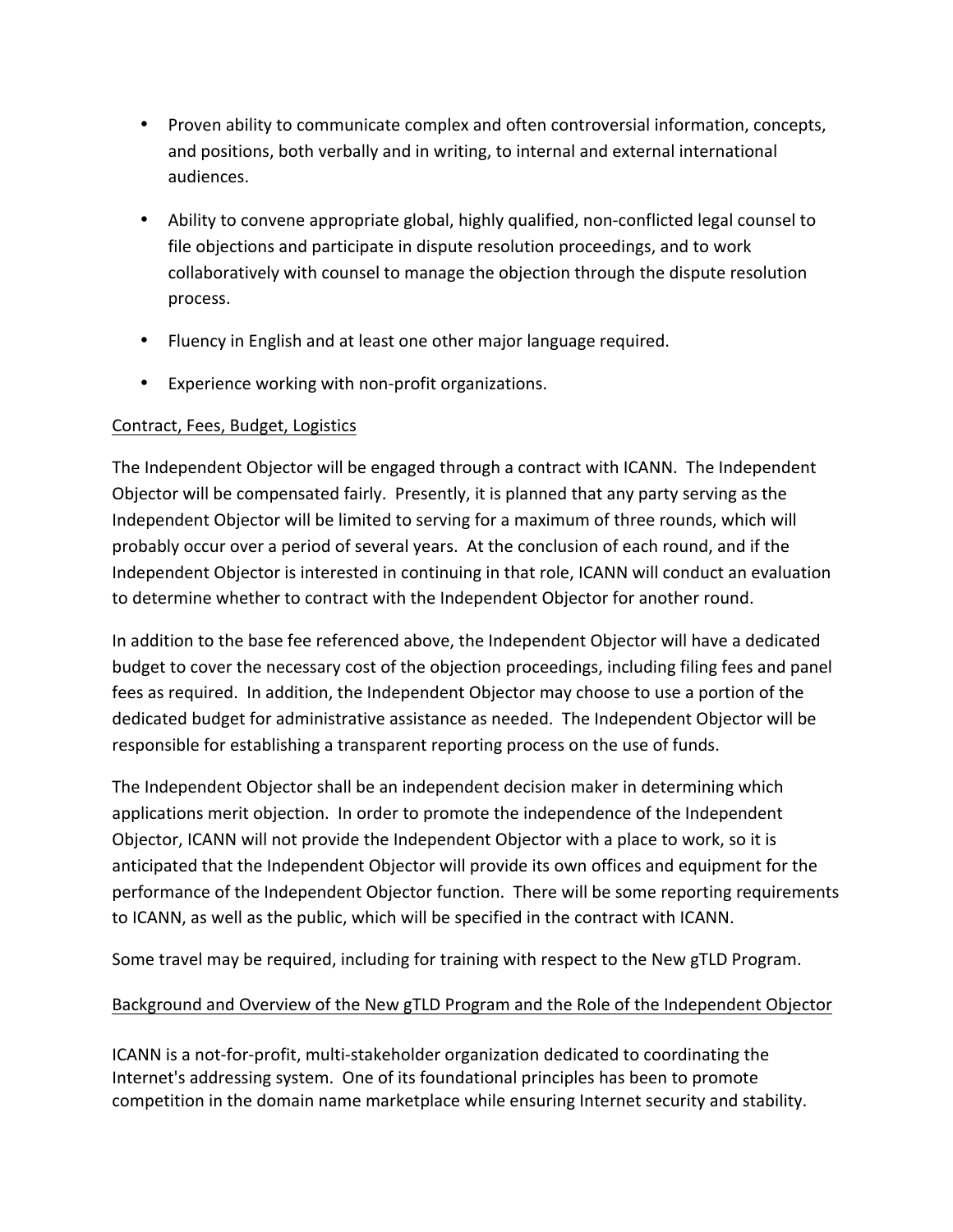- Proven ability to communicate complex and often controversial information, concepts, and positions, both verbally and in writing, to internal and external international audiences.

- Ability to convene appropriate global, highly qualified, non-conflicted legal counsel to file objections and participate in dispute resolution proceedings, and to work collaboratively with counsel to manage the objection through the dispute resolution process.

- Fluency in English and at least one other major language required.

- Experience working with non-profit organizations.

<u>Contract, Fees, Budget, Logistics</u>

The Independent Objector will be engaged through a contract with ICANN. The Independent Objector will be compensated fairly. Presently, it is planned that any party serving as the Independent Objector will be limited to serving for a maximum of three rounds, which will probably occur over a period of several years. At the conclusion of each round, and if the Independent Objector is interested in continuing in that role, ICANN will conduct an evaluation to determine whether to contract with the Independent Objector for another round.

In addition to the base fee referenced above, the Independent Objector will have a dedicated budget to cover the necessary cost of the objection proceedings, including filing fees and panel fees as required. In addition, the Independent Objector may choose to use a portion of the dedicated budget for administrative assistance as needed. The Independent Objector will be responsible for establishing a transparent reporting process on the use of funds.

The Independent Objector shall be an independent decision maker in determining which applications merit objection. In order to promote the independence of the Independent Objector, ICANN will not provide the Independent Objector with a place to work, so it is anticipated that the Independent Objector will provide its own offices and equipment for the performance of the Independent Objector function. There will be some reporting requirements to ICANN, as well as the public, which will be specified in the contract with ICANN.

Some travel may be required, including for training with respect to the New gTLD Program.

<u>Background and Overview of the New gTLD Program and the Role of the Independent Objector</u>

ICANN is a not-for-profit, multi-stakeholder organization dedicated to coordinating the Internet's addressing system. One of its foundational principles has been to promote competition in the domain name marketplace while ensuring Internet security and stability.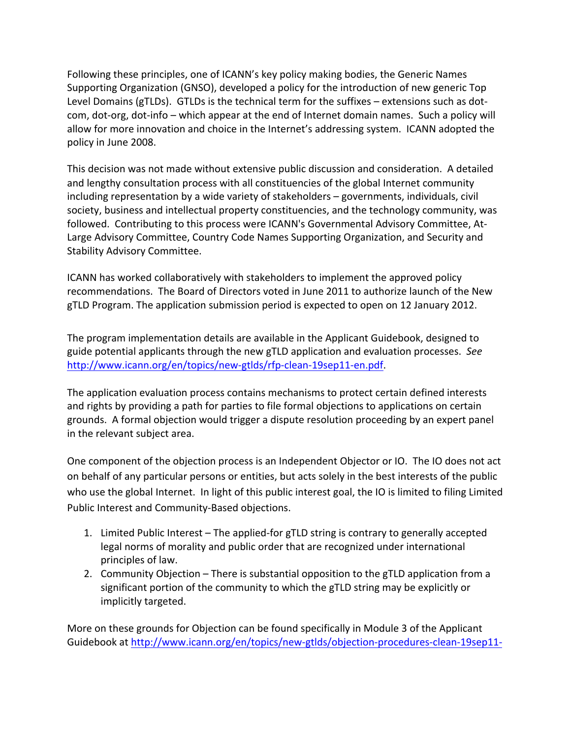Following these principles, one of ICANN's key policy making bodies, the Generic Names Supporting Organization (GNSO), developed a policy for the introduction of new generic Top Level Domains (gTLDs). GTLDs is the technical term for the suffixes – extensions such as dot-com, dot-org, dot-info – which appear at the end of Internet domain names. Such a policy will allow for more innovation and choice in the Internet's addressing system. ICANN adopted the policy in June 2008.

This decision was not made without extensive public discussion and consideration. A detailed and lengthy consultation process with all constituencies of the global Internet community including representation by a wide variety of stakeholders – governments, individuals, civil society, business and intellectual property constituencies, and the technology community, was followed. Contributing to this process were ICANN's Governmental Advisory Committee, At-Large Advisory Committee, Country Code Names Supporting Organization, and Security and Stability Advisory Committee.

ICANN has worked collaboratively with stakeholders to implement the approved policy recommendations. The Board of Directors voted in June 2011 to authorize launch of the New gTLD Program. The application submission period is expected to open on 12 January 2012.

The program implementation details are available in the Applicant Guidebook, designed to guide potential applicants through the new gTLD application and evaluation processes. *See* http://www.icann.org/en/topics/new-gtlds/rfp-clean-19sep11-en.pdf.

The application evaluation process contains mechanisms to protect certain defined interests and rights by providing a path for parties to file formal objections to applications on certain grounds. A formal objection would trigger a dispute resolution proceeding by an expert panel in the relevant subject area.

One component of the objection process is an Independent Objector or IO. The IO does not act on behalf of any particular persons or entities, but acts solely in the best interests of the public who use the global Internet. In light of this public interest goal, the IO is limited to filing Limited Public Interest and Community-Based objections.

1. Limited Public Interest – The applied-for gTLD string is contrary to generally accepted legal norms of morality and public order that are recognized under international principles of law.
2. Community Objection – There is substantial opposition to the gTLD application from a significant portion of the community to which the gTLD string may be explicitly or implicitly targeted.

More on these grounds for Objection can be found specifically in Module 3 of the Applicant Guidebook at http://www.icann.org/en/topics/new-gtlds/objection-procedures-clean-19sep11-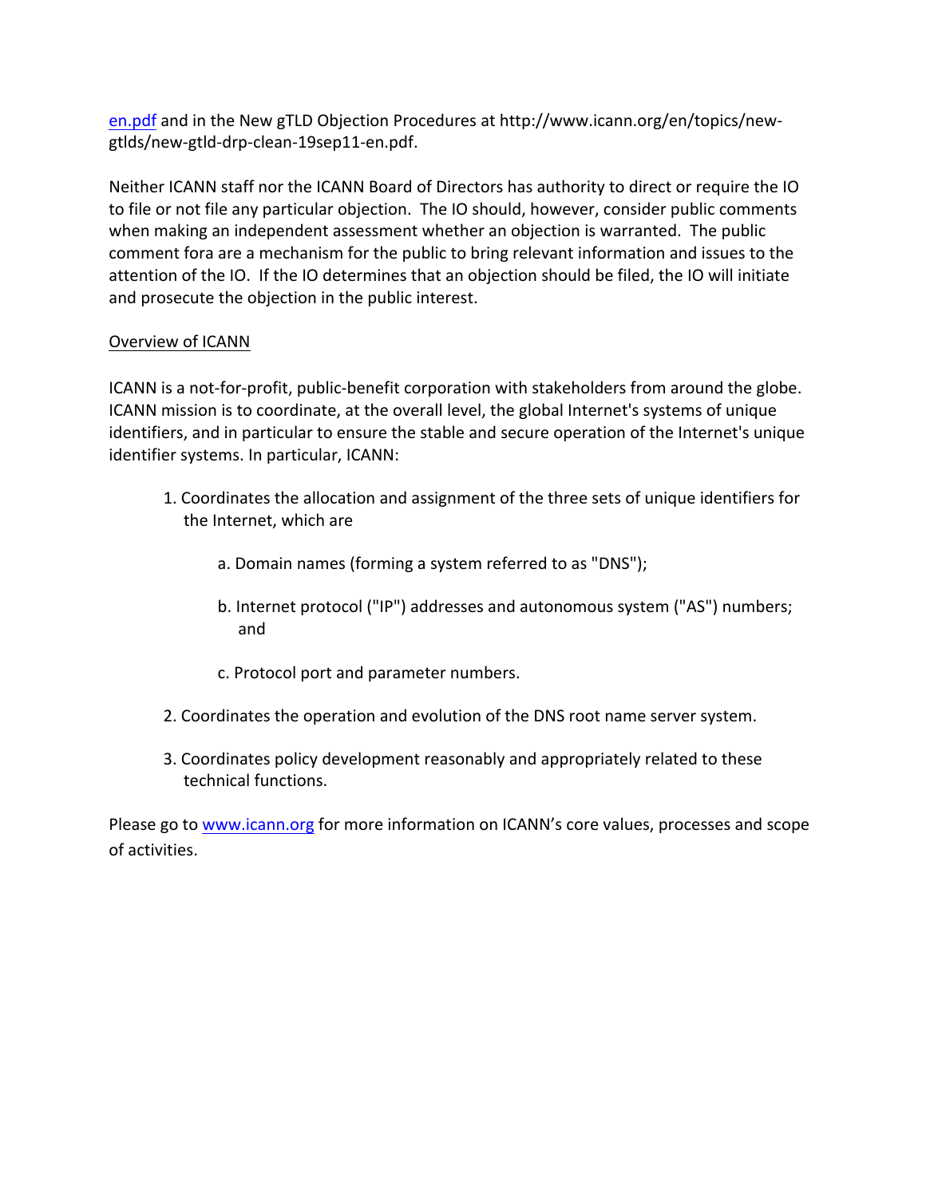en.pdf and in the New gTLD Objection Procedures at http://www.icann.org/en/topics/new-gtlds/new-gtld-drp-clean-19sep11-en.pdf.

Neither ICANN staff nor the ICANN Board of Directors has authority to direct or require the IO to file or not file any particular objection. The IO should, however, consider public comments when making an independent assessment whether an objection is warranted. The public comment fora are a mechanism for the public to bring relevant information and issues to the attention of the IO. If the IO determines that an objection should be filed, the IO will initiate and prosecute the objection in the public interest.

Overview of ICANN

ICANN is a not-for-profit, public-benefit corporation with stakeholders from around the globe. ICANN mission is to coordinate, at the overall level, the global Internet's systems of unique identifiers, and in particular to ensure the stable and secure operation of the Internet's unique identifier systems. In particular, ICANN:

1. Coordinates the allocation and assignment of the three sets of unique identifiers for the Internet, which are

   a. Domain names (forming a system referred to as "DNS");

   b. Internet protocol ("IP") addresses and autonomous system ("AS") numbers; and

   c. Protocol port and parameter numbers.

2. Coordinates the operation and evolution of the DNS root name server system.

3. Coordinates policy development reasonably and appropriately related to these technical functions.

Please go to www.icann.org for more information on ICANN's core values, processes and scope of activities.